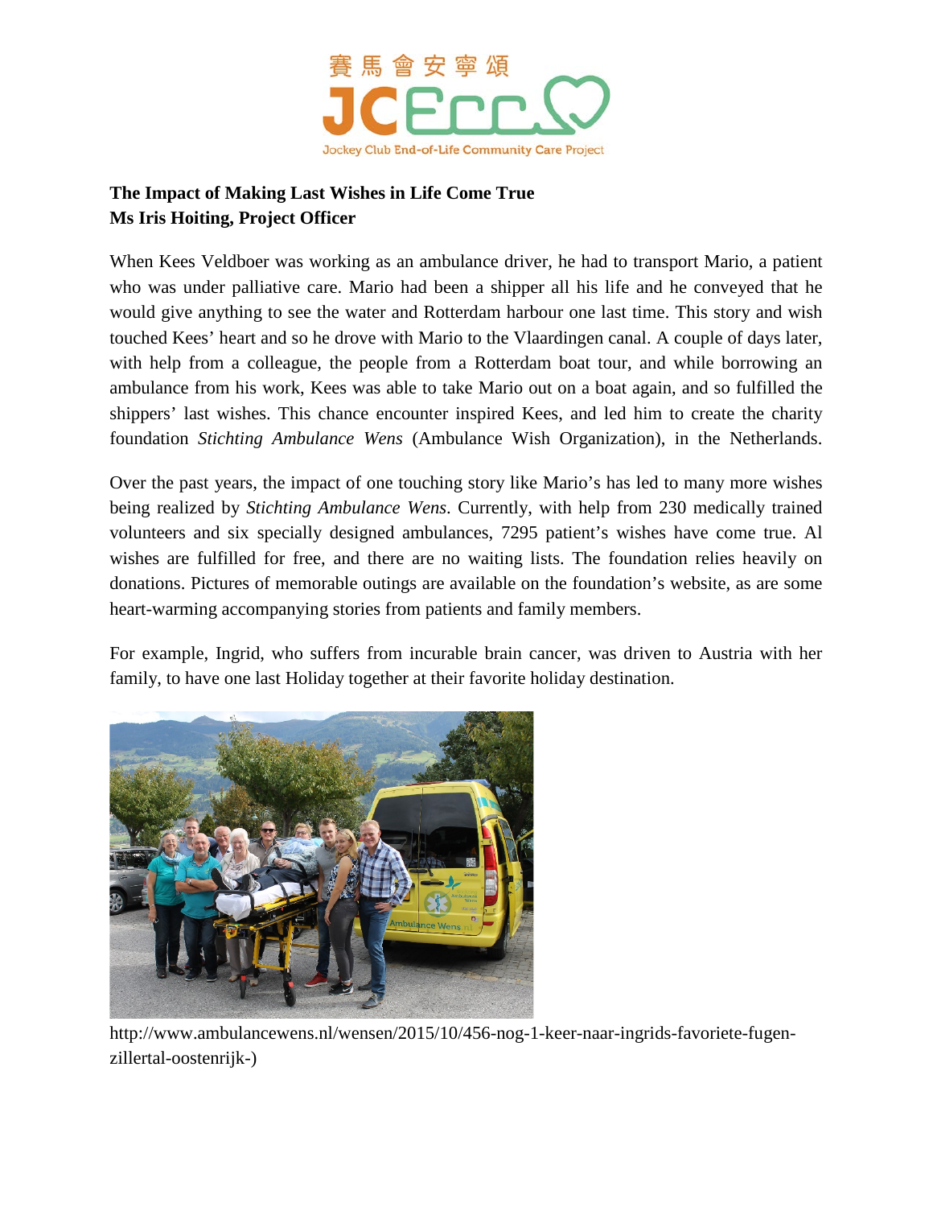賽馬會安寧頌

JCECC

Jockey Club End-of-Life Community Care Project

**The Impact of Making Last Wishes in Life Come True**
**Ms Iris Hoiting, Project Officer**

When Kees Veldboer was working as an ambulance driver, he had to transport Mario, a patient who was under palliative care. Mario had been a shipper all his life and he conveyed that he would give anything to see the water and Rotterdam harbour one last time. This story and wish touched Kees' heart and so he drove with Mario to the Vlaardingen canal. A couple of days later, with help from a colleague, the people from a Rotterdam boat tour, and while borrowing an ambulance from his work, Kees was able to take Mario out on a boat again, and so fulfilled the shippers' last wishes. This chance encounter inspired Kees, and led him to create the charity foundation *Stichting Ambulance Wens* (Ambulance Wish Organization), in the Netherlands.

Over the past years, the impact of one touching story like Mario's has led to many more wishes being realized by *Stichting Ambulance Wens*. Currently, with help from 230 medically trained volunteers and six specially designed ambulances, 7295 patient's wishes have come true. Al wishes are fulfilled for free, and there are no waiting lists. The foundation relies heavily on donations. Pictures of memorable outings are available on the foundation's website, as are some heart-warming accompanying stories from patients and family members.

For example, Ingrid, who suffers from incurable brain cancer, was driven to Austria with her family, to have one last Holiday together at their favorite holiday destination.

http://www.ambulancewens.nl/wensen/2015/10/456-nog-1-keer-naar-ingrids-favoriete-fugen-zillertal-oostenrijk-)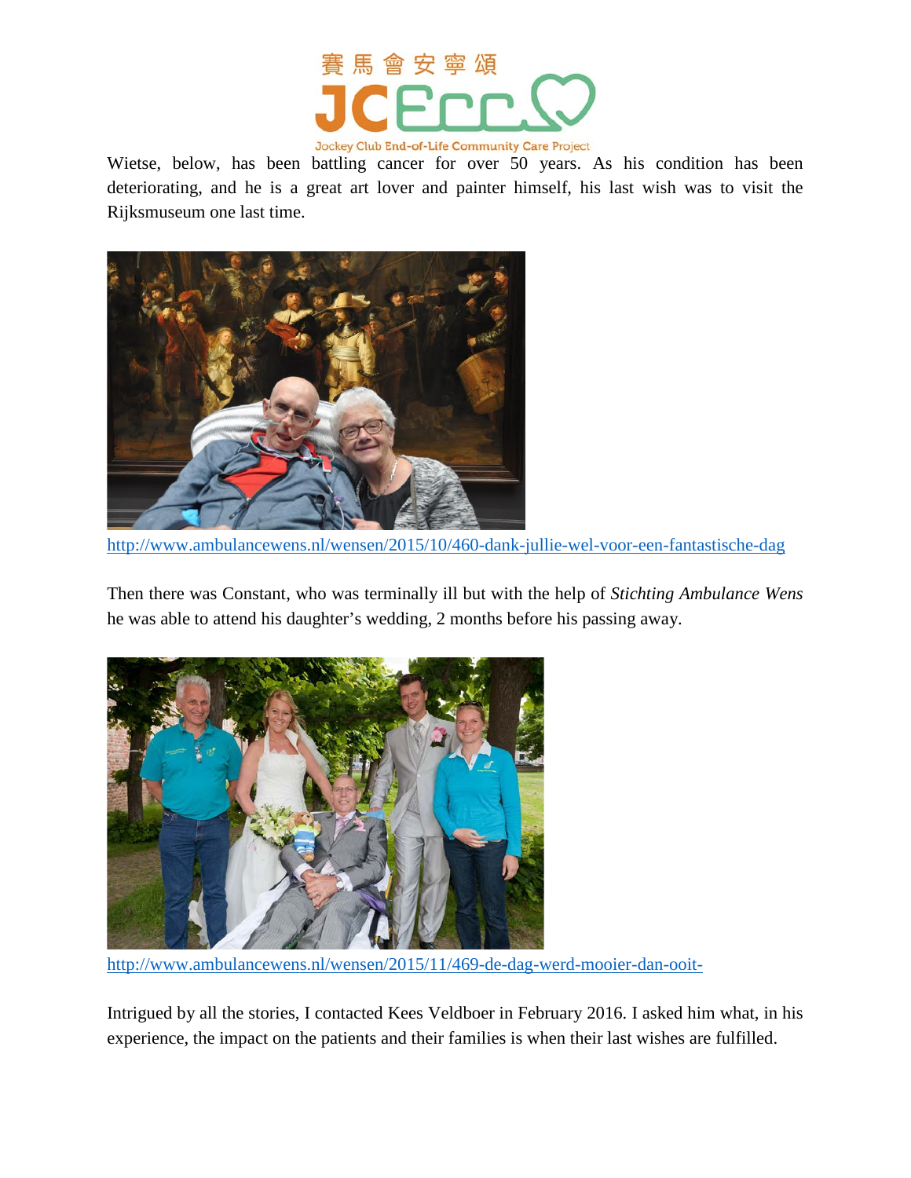Wietse, below, has been battling cancer for over 50 years. As his condition has been deteriorating, and he is a great art lover and painter himself, his last wish was to visit the Rijksmuseum one last time.

http://www.ambulancewens.nl/wensen/2015/10/460-dank-jullie-wel-voor-een-fantastische-dag

Then there was Constant, who was terminally ill but with the help of *Stichting Ambulance Wens* he was able to attend his daughter's wedding, 2 months before his passing away.

http://www.ambulancewens.nl/wensen/2015/11/469-de-dag-werd-mooier-dan-ooit-

Intrigued by all the stories, I contacted Kees Veldboer in February 2016. I asked him what, in his experience, the impact on the patients and their families is when their last wishes are fulfilled.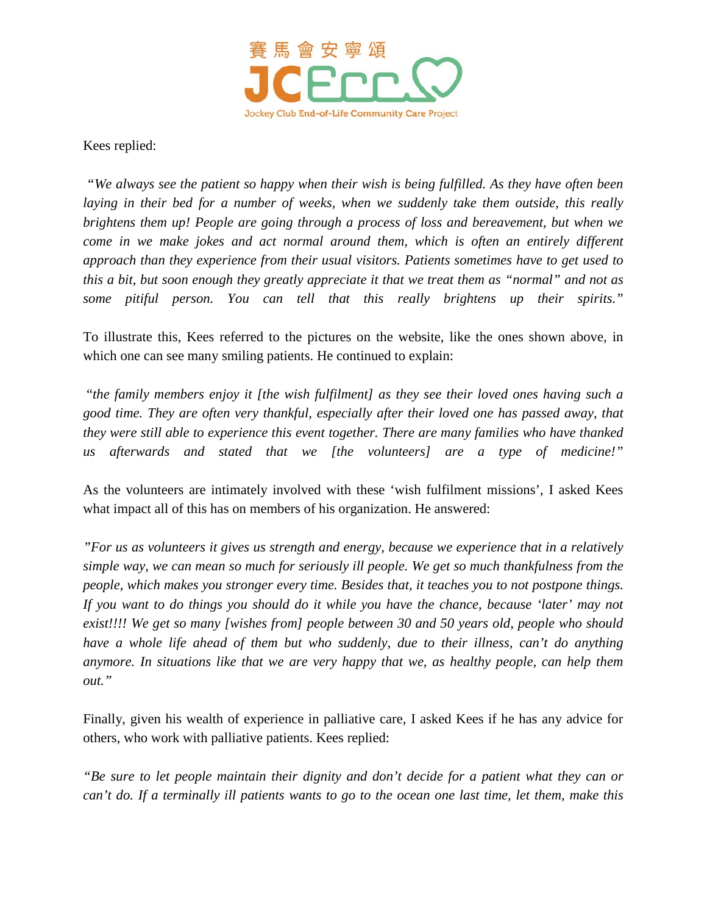Kees replied:

*"We always see the patient so happy when their wish is being fulfilled. As they have often been laying in their bed for a number of weeks, when we suddenly take them outside, this really brightens them up! People are going through a process of loss and bereavement, but when we come in we make jokes and act normal around them, which is often an entirely different approach than they experience from their usual visitors. Patients sometimes have to get used to this a bit, but soon enough they greatly appreciate it that we treat them as "normal" and not as some pitiful person. You can tell that this really brightens up their spirits."*

To illustrate this, Kees referred to the pictures on the website, like the ones shown above, in which one can see many smiling patients. He continued to explain:

*"the family members enjoy it [the wish fulfilment] as they see their loved ones having such a good time. They are often very thankful, especially after their loved one has passed away, that they were still able to experience this event together. There are many families who have thanked us afterwards and stated that we [the volunteers] are a type of medicine!"*

As the volunteers are intimately involved with these 'wish fulfilment missions', I asked Kees what impact all of this has on members of his organization. He answered:

*"For us as volunteers it gives us strength and energy, because we experience that in a relatively simple way, we can mean so much for seriously ill people. We get so much thankfulness from the people, which makes you stronger every time. Besides that, it teaches you to not postpone things. If you want to do things you should do it while you have the chance, because 'later' may not exist!!!! We get so many [wishes from] people between 30 and 50 years old, people who should have a whole life ahead of them but who suddenly, due to their illness, can't do anything anymore. In situations like that we are very happy that we, as healthy people, can help them out."*

Finally, given his wealth of experience in palliative care, I asked Kees if he has any advice for others, who work with palliative patients. Kees replied:

*"Be sure to let people maintain their dignity and don't decide for a patient what they can or can't do. If a terminally ill patients wants to go to the ocean one last time, let them, make this*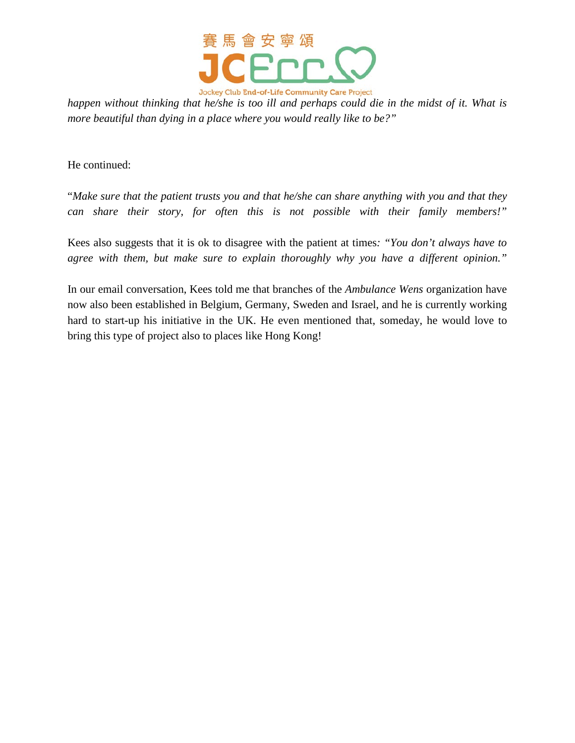*happen without thinking that he/she is too ill and perhaps could die in the midst of it. What is more beautiful than dying in a place where you would really like to be?"*

He continued:

"*Make sure that the patient trusts you and that he/she can share anything with you and that they can share their story, for often this is not possible with their family members!"*

Kees also suggests that it is ok to disagree with the patient at times*: "You don't always have to agree with them, but make sure to explain thoroughly why you have a different opinion."*

In our email conversation, Kees told me that branches of the *Ambulance Wens* organization have now also been established in Belgium, Germany, Sweden and Israel, and he is currently working hard to start-up his initiative in the UK. He even mentioned that, someday, he would love to bring this type of project also to places like Hong Kong!